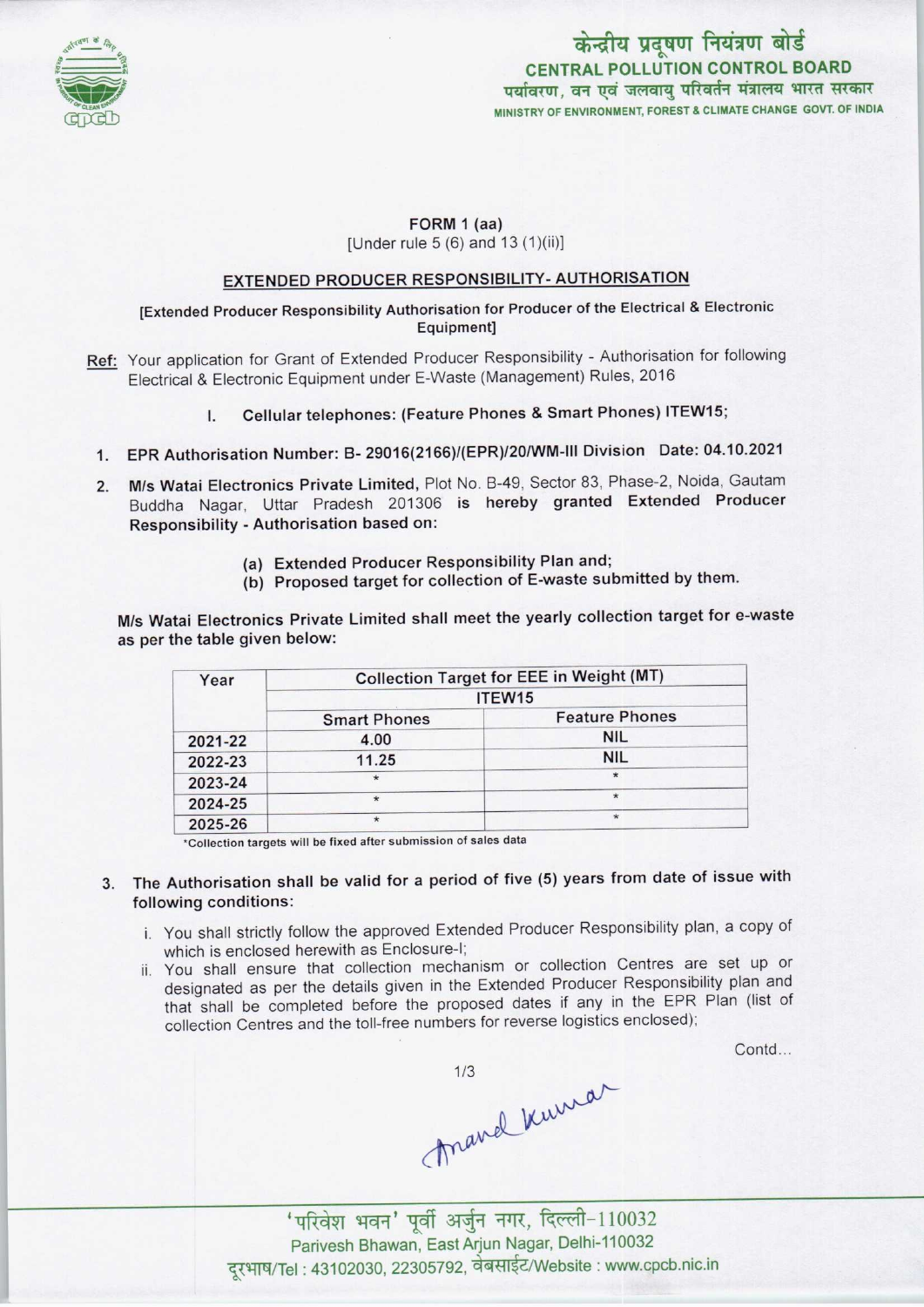केन्द्रीय प्रदूषण नियंत्रण बोर्ड
**CENTRAL POLLUTION CONTROL BOARD**
पर्यावरण, वन एवं जलवायु परिवर्तन मंत्रालय भारत सरकार
MINISTRY OF ENVIRONMENT, FOREST & CLIMATE CHANGE GOVT. OF INDIA

**FORM 1 (aa)**
[Under rule 5 (6) and 13 (1)(ii)]

## EXTENDED PRODUCER RESPONSIBILITY- AUTHORISATION

**[Extended Producer Responsibility Authorisation for Producer of the Electrical & Electronic Equipment]**

Ref: Your application for Grant of Extended Producer Responsibility - Authorisation for following Electrical & Electronic Equipment under E-Waste (Management) Rules, 2016

I. **Cellular telephones: (Feature Phones & Smart Phones) ITEW15;**

1. **EPR Authorisation Number: B- 29016(2166)/(EPR)/20/WM-III Division Date: 04.10.2021**

2. **M/s Watai Electronics Private Limited,** Plot No. B-49, Sector 83, Phase-2, Noida, Gautam Buddha Nagar, Uttar Pradesh 201306 **is hereby granted Extended Producer Responsibility - Authorisation based on:**

   (a) Extended Producer Responsibility Plan and;
   (b) Proposed target for collection of E-waste submitted by them.

**M/s Watai Electronics Private Limited shall meet the yearly collection target for e-waste as per the table given below:**

| Year | Collection Target for EEE in Weight (MT) | |
|---|---|---|
| | ITEW15 | |
| | Smart Phones | Feature Phones |
| 2021-22 | 4.00 | NIL |
| 2022-23 | 11.25 | NIL |
| 2023-24 | * | * |
| 2024-25 | * | * |
| 2025-26 | * | * |

*Collection targets will be fixed after submission of sales data

3. **The Authorisation shall be valid for a period of five (5) years from date of issue with following conditions:**

   i. You shall strictly follow the approved Extended Producer Responsibility plan, a copy of which is enclosed herewith as Enclosure-I;
   ii. You shall ensure that collection mechanism or collection Centres are set up or designated as per the details given in the Extended Producer Responsibility plan and that shall be completed before the proposed dates if any in the EPR Plan (list of collection Centres and the toll-free numbers for reverse logistics enclosed);

Contd...

'परिवेश भवन' पूर्वी अर्जुन नगर, दिल्ली-110032
Parivesh Bhawan, East Arjun Nagar, Delhi-110032
दूरभाष/Tel : 43102030, 22305792, वेबसाईट/Website : www.cpcb.nic.in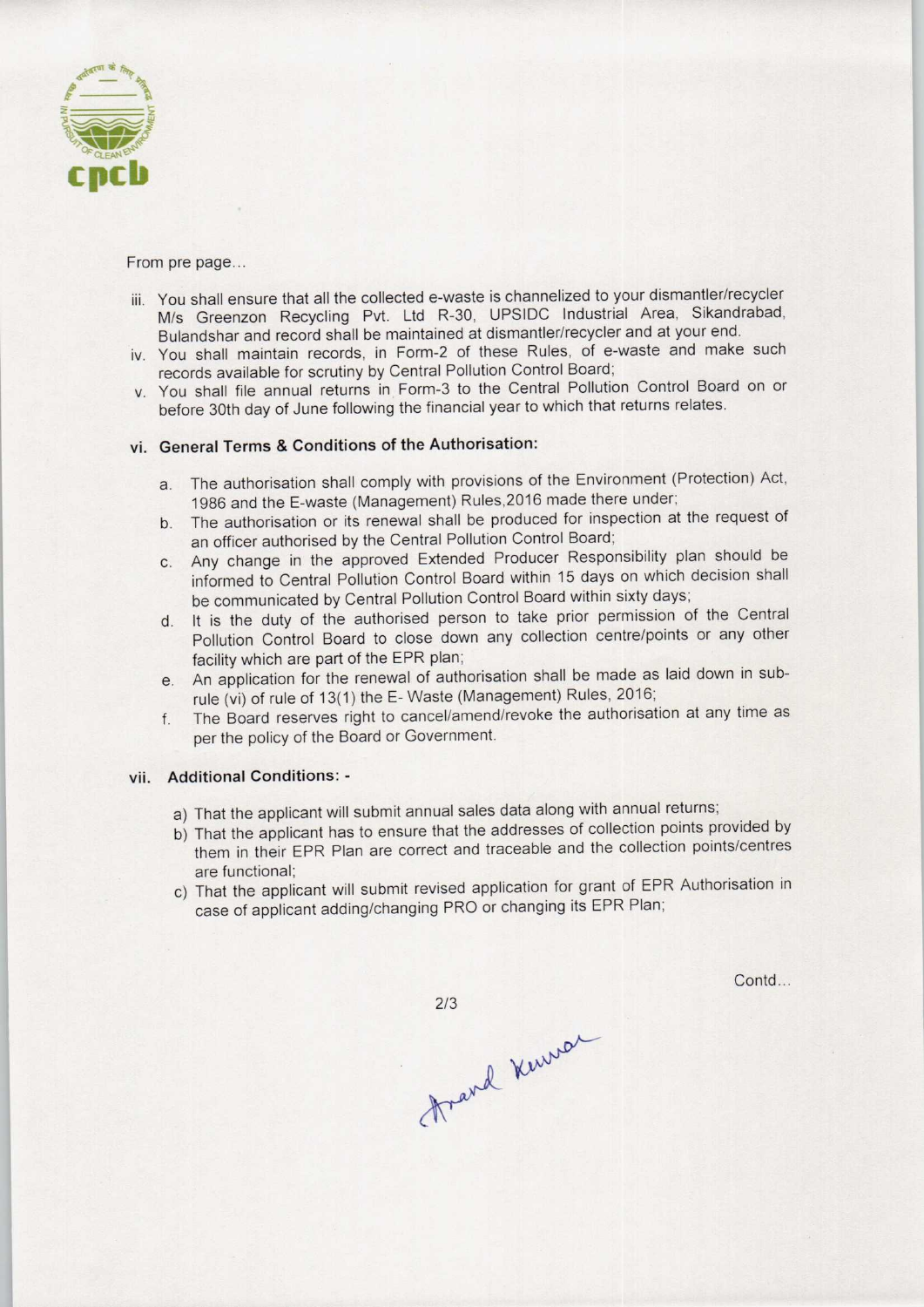From pre page...

iii. You shall ensure that all the collected e-waste is channelized to your dismantler/recycler M/s Greenzon Recycling Pvt. Ltd R-30, UPSIDC Industrial Area, Sikandrabad, Bulandshar and record shall be maintained at dismantler/recycler and at your end.

iv. You shall maintain records, in Form-2 of these Rules, of e-waste and make such records available for scrutiny by Central Pollution Control Board;

v. You shall file annual returns in Form-3 to the Central Pollution Control Board on or before 30th day of June following the financial year to which that returns relates.

### vi. General Terms & Conditions of the Authorisation:

a. The authorisation shall comply with provisions of the Environment (Protection) Act, 1986 and the E-waste (Management) Rules,2016 made there under;

b. The authorisation or its renewal shall be produced for inspection at the request of an officer authorised by the Central Pollution Control Board;

c. Any change in the approved Extended Producer Responsibility plan should be informed to Central Pollution Control Board within 15 days on which decision shall be communicated by Central Pollution Control Board within sixty days;

d. It is the duty of the authorised person to take prior permission of the Central Pollution Control Board to close down any collection centre/points or any other facility which are part of the EPR plan;

e. An application for the renewal of authorisation shall be made as laid down in sub-rule (vi) of rule of 13(1) the E- Waste (Management) Rules, 2016;

f. The Board reserves right to cancel/amend/revoke the authorisation at any time as per the policy of the Board or Government.

### vii. Additional Conditions: -

a) That the applicant will submit annual sales data along with annual returns;

b) That the applicant has to ensure that the addresses of collection points provided by them in their EPR Plan are correct and traceable and the collection points/centres are functional;

c) That the applicant will submit revised application for grant of EPR Authorisation in case of applicant adding/changing PRO or changing its EPR Plan;

Contd...

Anand Kumar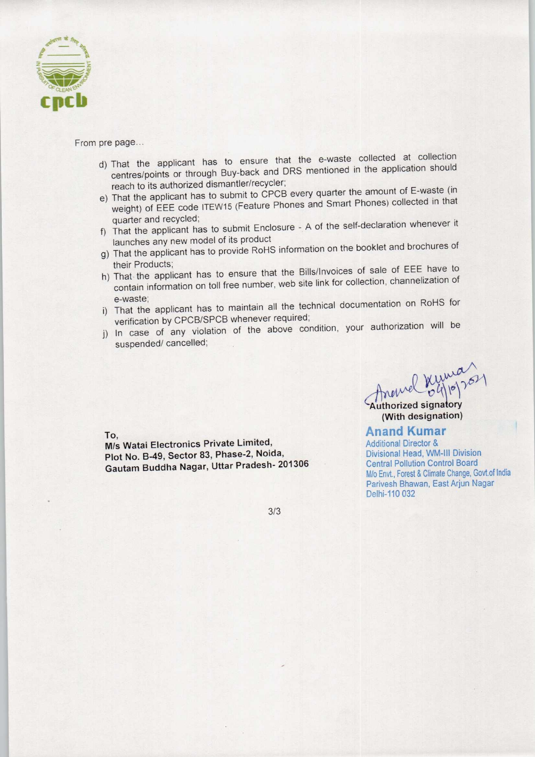From pre page...

d) That the applicant has to ensure that the e-waste collected at collection centres/points or through Buy-back and DRS mentioned in the application should reach to its authorized dismantler/recycler;
e) That the applicant has to submit to CPCB every quarter the amount of E-waste (in weight) of EEE code ITEW15 (Feature Phones and Smart Phones) collected in that quarter and recycled;
f) That the applicant has to submit Enclosure - A of the self-declaration whenever it launches any new model of its product
g) That the applicant has to provide RoHS information on the booklet and brochures of their Products;
h) That the applicant has to ensure that the Bills/Invoices of sale of EEE have to contain information on toll free number, web site link for collection, channelization of e-waste;
i) That the applicant has to maintain all the technical documentation on RoHS for verification by CPCB/SPCB whenever required;
j) In case of any violation of the above condition, your authorization will be suspended/ cancelled;

Anand Kumar 04/10/2021

Authorized signatory
(With designation)

**Anand Kumar**
Additional Director &
Divisional Head, WM-III Division
Central Pollution Control Board
M/o Envt., Forest & Climate Change, Govt.of India
Parivesh Bhawan, East Arjun Nagar
Delhi-110 032

To,
**M/s Watai Electronics Private Limited,**
**Plot No. B-49, Sector 83, Phase-2, Noida,**
**Gautam Buddha Nagar, Uttar Pradesh- 201306**